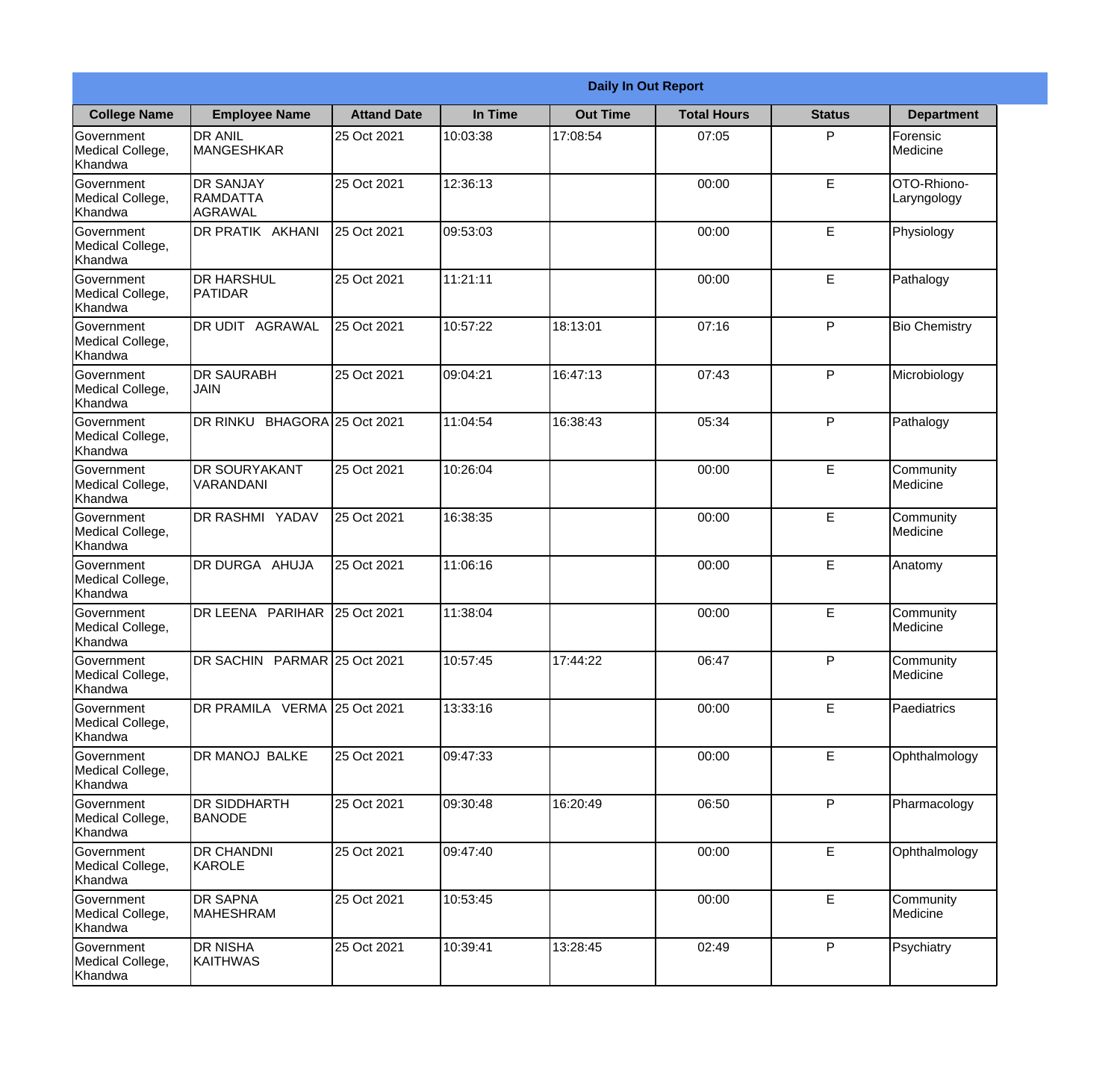| Daily In Out Report | | | | | | | |
|---|---|---|---|---|---|---|---|
| **College Name** | **Employee Name** | **Attand Date** | **In Time** | **Out Time** | **Total Hours** | **Status** | **Department** |
| Government Medical College, Khandwa | DR ANIL MANGESHKAR | 25 Oct 2021 | 10:03:38 | 17:08:54 | 07:05 | P | Forensic Medicine |
| Government Medical College, Khandwa | DR SANJAY RAMDATTA AGRAWAL | 25 Oct 2021 | 12:36:13 | | 00:00 | E | OTO-Rhiono-Laryngology |
| Government Medical College, Khandwa | DR PRATIK AKHANI | 25 Oct 2021 | 09:53:03 | | 00:00 | E | Physiology |
| Government Medical College, Khandwa | DR HARSHUL PATIDAR | 25 Oct 2021 | 11:21:11 | | 00:00 | E | Pathalogy |
| Government Medical College, Khandwa | DR UDIT AGRAWAL | 25 Oct 2021 | 10:57:22 | 18:13:01 | 07:16 | P | Bio Chemistry |
| Government Medical College, Khandwa | DR SAURABH JAIN | 25 Oct 2021 | 09:04:21 | 16:47:13 | 07:43 | P | Microbiology |
| Government Medical College, Khandwa | DR RINKU BHAGORA | 25 Oct 2021 | 11:04:54 | 16:38:43 | 05:34 | P | Pathalogy |
| Government Medical College, Khandwa | DR SOURYAKANT VARANDANI | 25 Oct 2021 | 10:26:04 | | 00:00 | E | Community Medicine |
| Government Medical College, Khandwa | DR RASHMI YADAV | 25 Oct 2021 | 16:38:35 | | 00:00 | E | Community Medicine |
| Government Medical College, Khandwa | DR DURGA AHUJA | 25 Oct 2021 | 11:06:16 | | 00:00 | E | Anatomy |
| Government Medical College, Khandwa | DR LEENA PARIHAR | 25 Oct 2021 | 11:38:04 | | 00:00 | E | Community Medicine |
| Government Medical College, Khandwa | DR SACHIN PARMAR | 25 Oct 2021 | 10:57:45 | 17:44:22 | 06:47 | P | Community Medicine |
| Government Medical College, Khandwa | DR PRAMILA VERMA | 25 Oct 2021 | 13:33:16 | | 00:00 | E | Paediatrics |
| Government Medical College, Khandwa | DR MANOJ BALKE | 25 Oct 2021 | 09:47:33 | | 00:00 | E | Ophthalmology |
| Government Medical College, Khandwa | DR SIDDHARTH BANODE | 25 Oct 2021 | 09:30:48 | 16:20:49 | 06:50 | P | Pharmacology |
| Government Medical College, Khandwa | DR CHANDNI KAROLE | 25 Oct 2021 | 09:47:40 | | 00:00 | E | Ophthalmology |
| Government Medical College, Khandwa | DR SAPNA MAHESHRAM | 25 Oct 2021 | 10:53:45 | | 00:00 | E | Community Medicine |
| Government Medical College, Khandwa | DR NISHA KAITHWAS | 25 Oct 2021 | 10:39:41 | 13:28:45 | 02:49 | P | Psychiatry |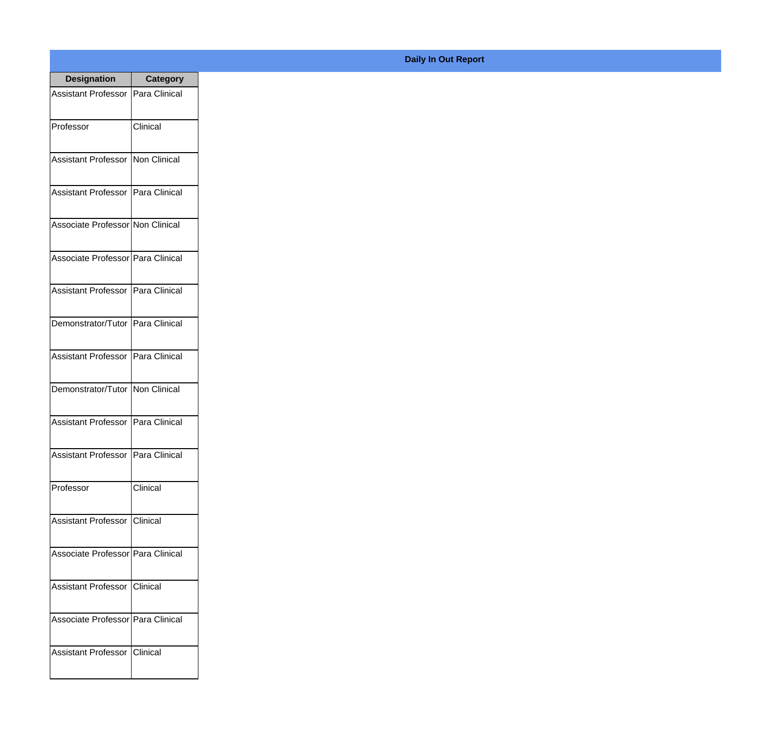**Daily In Out Report**

| Designation | Category |
| --- | --- |
| Assistant Professor | Para Clinical |
| Professor | Clinical |
| Assistant Professor | Non Clinical |
| Assistant Professor | Para Clinical |
| Associate Professor | Non Clinical |
| Associate Professor | Para Clinical |
| Assistant Professor | Para Clinical |
| Demonstrator/Tutor | Para Clinical |
| Assistant Professor | Para Clinical |
| Demonstrator/Tutor | Non Clinical |
| Assistant Professor | Para Clinical |
| Assistant Professor | Para Clinical |
| Professor | Clinical |
| Assistant Professor | Clinical |
| Associate Professor | Para Clinical |
| Assistant Professor | Clinical |
| Associate Professor | Para Clinical |
| Assistant Professor | Clinical |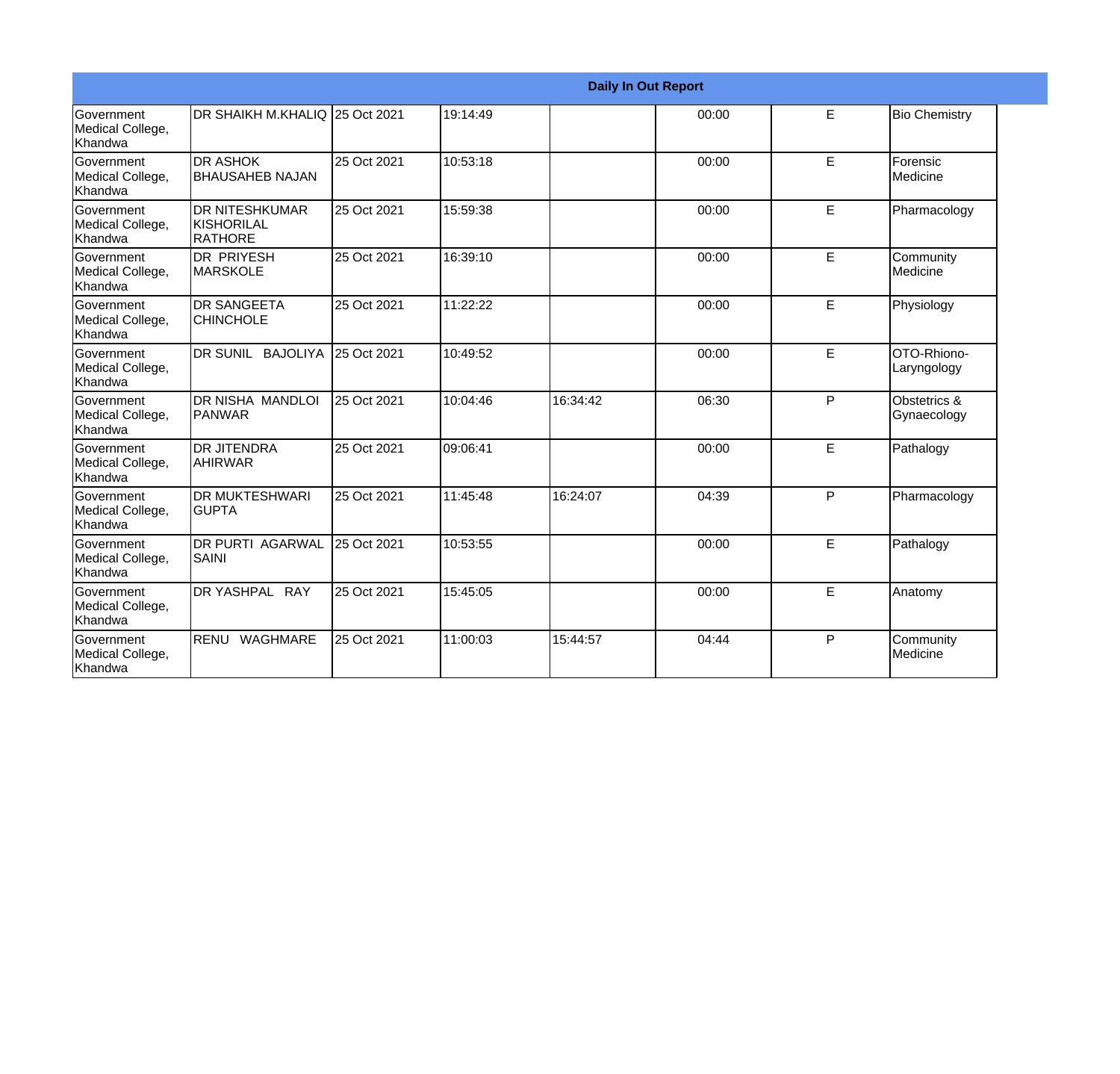**Daily In Out Report**

| | | | | | | | |
|---|---|---|---|---|---|---|---|
| Government Medical College, Khandwa | DR SHAIKH M.KHALIQ | 25 Oct 2021 | 19:14:49 | | 00:00 | E | Bio Chemistry |
| Government Medical College, Khandwa | DR ASHOK BHAUSAHEB NAJAN | 25 Oct 2021 | 10:53:18 | | 00:00 | E | Forensic Medicine |
| Government Medical College, Khandwa | DR NITESHKUMAR KISHORILAL RATHORE | 25 Oct 2021 | 15:59:38 | | 00:00 | E | Pharmacology |
| Government Medical College, Khandwa | DR PRIYESH MARSKOLE | 25 Oct 2021 | 16:39:10 | | 00:00 | E | Community Medicine |
| Government Medical College, Khandwa | DR SANGEETA CHINCHOLE | 25 Oct 2021 | 11:22:22 | | 00:00 | E | Physiology |
| Government Medical College, Khandwa | DR SUNIL BAJOLIYA | 25 Oct 2021 | 10:49:52 | | 00:00 | E | OTO-Rhiono-Laryngology |
| Government Medical College, Khandwa | DR NISHA MANDLOI PANWAR | 25 Oct 2021 | 10:04:46 | 16:34:42 | 06:30 | P | Obstetrics & Gynaecology |
| Government Medical College, Khandwa | DR JITENDRA AHIRWAR | 25 Oct 2021 | 09:06:41 | | 00:00 | E | Pathalogy |
| Government Medical College, Khandwa | DR MUKTESHWARI GUPTA | 25 Oct 2021 | 11:45:48 | 16:24:07 | 04:39 | P | Pharmacology |
| Government Medical College, Khandwa | DR PURTI AGARWAL SAINI | 25 Oct 2021 | 10:53:55 | | 00:00 | E | Pathalogy |
| Government Medical College, Khandwa | DR YASHPAL RAY | 25 Oct 2021 | 15:45:05 | | 00:00 | E | Anatomy |
| Government Medical College, Khandwa | RENU WAGHMARE | 25 Oct 2021 | 11:00:03 | 15:44:57 | 04:44 | P | Community Medicine |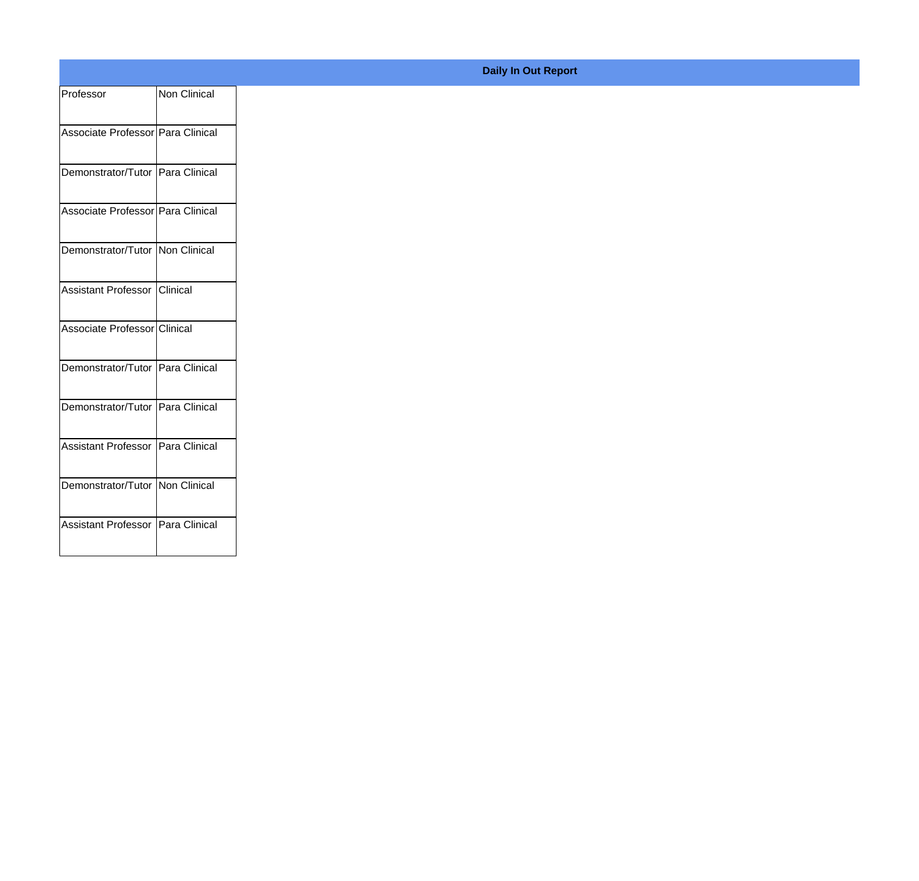**Daily In Out Report**

| | |
|---|---|
| Professor | Non Clinical |
| Associate Professor | Para Clinical |
| Demonstrator/Tutor | Para Clinical |
| Associate Professor | Para Clinical |
| Demonstrator/Tutor | Non Clinical |
| Assistant Professor | Clinical |
| Associate Professor | Clinical |
| Demonstrator/Tutor | Para Clinical |
| Demonstrator/Tutor | Para Clinical |
| Assistant Professor | Para Clinical |
| Demonstrator/Tutor | Non Clinical |
| Assistant Professor | Para Clinical |